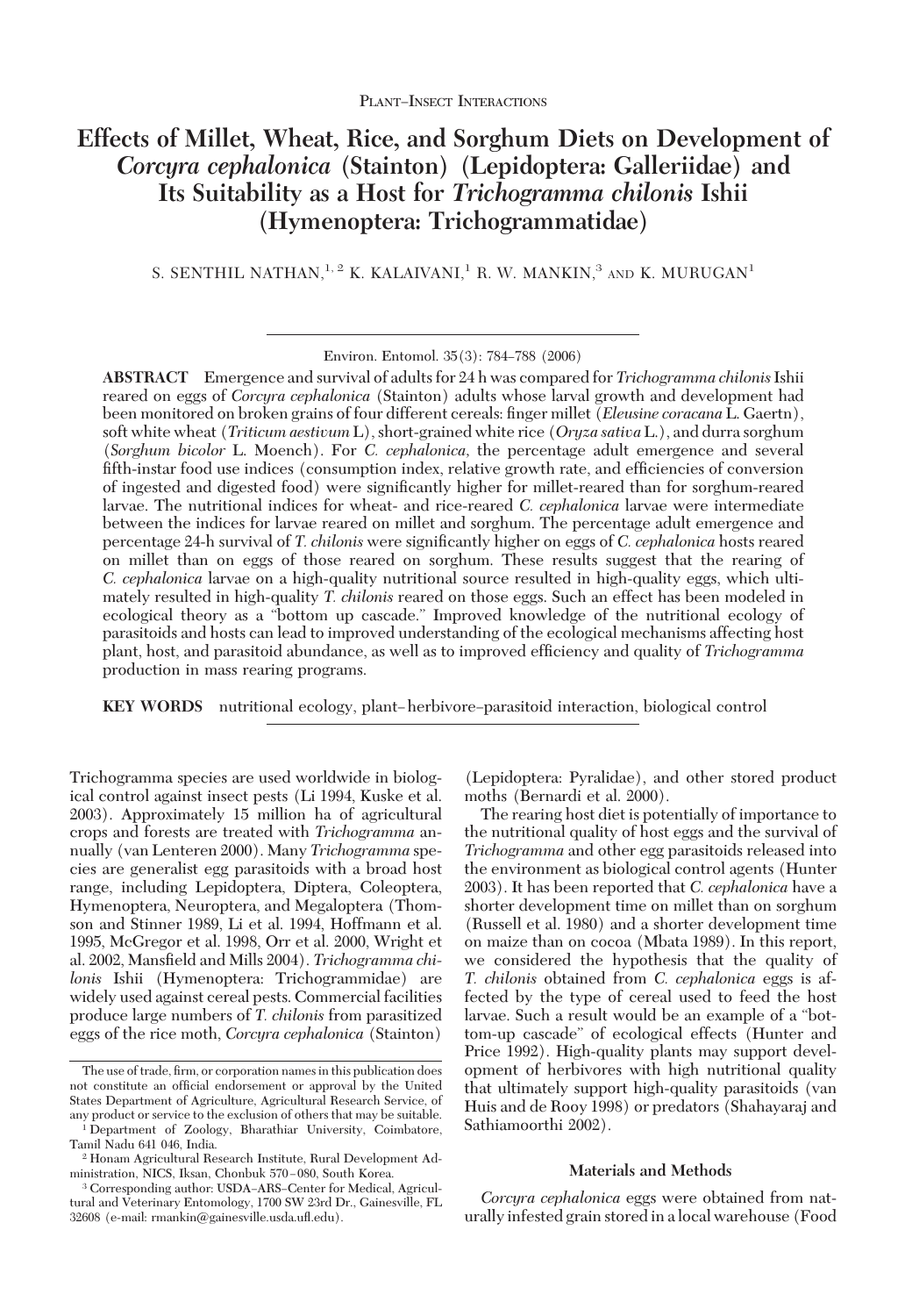Plant–Insect Interactions

# Effects of Millet, Wheat, Rice, and Sorghum Diets on Development of *Corcyra cephalonica* (Stainton) (Lepidoptera: Galleriidae) and Its Suitability as a Host for *Trichogramma chilonis* Ishii (Hymenoptera: Trichogrammatidae)

S. Senthil Nathan,[1,2] K. Kalaivani,[1] R. W. Mankin,[3] and K. Murugan[1]

Environ. Entomol. 35(3): 784–788 (2006)

**ABSTRACT** Emergence and survival of adults for 24 h was compared for *Trichogramma chilonis* Ishii reared on eggs of *Corcyra cephalonica* (Stainton) adults whose larval growth and development had been monitored on broken grains of four different cereals: finger millet (*Eleusine coracana* L. Gaertn), soft white wheat (*Triticum aestivum* L), short-grained white rice (*Oryza sativa* L.), and durra sorghum (*Sorghum bicolor* L. Moench). For *C. cephalonica*, the percentage adult emergence and several fifth-instar food use indices (consumption index, relative growth rate, and efficiencies of conversion of ingested and digested food) were significantly higher for millet-reared than for sorghum-reared larvae. The nutritional indices for wheat- and rice-reared *C. cephalonica* larvae were intermediate between the indices for larvae reared on millet and sorghum. The percentage adult emergence and percentage 24-h survival of *T. chilonis* were significantly higher on eggs of *C. cephalonica* hosts reared on millet than on eggs of those reared on sorghum. These results suggest that the rearing of *C. cephalonica* larvae on a high-quality nutritional source resulted in high-quality eggs, which ultimately resulted in high-quality *T. chilonis* reared on those eggs. Such an effect has been modeled in ecological theory as a "bottom up cascade." Improved knowledge of the nutritional ecology of parasitoids and hosts can lead to improved understanding of the ecological mechanisms affecting host plant, host, and parasitoid abundance, as well as to improved efficiency and quality of *Trichogramma* production in mass rearing programs.

**KEY WORDS** nutritional ecology, plant–herbivore–parasitoid interaction, biological control

Trichogramma species are used worldwide in biological control against insect pests (Li 1994, Kuske et al. 2003). Approximately 15 million ha of agricultural crops and forests are treated with *Trichogramma* annually (van Lenteren 2000). Many *Trichogramma* species are generalist egg parasitoids with a broad host range, including Lepidoptera, Diptera, Coleoptera, Hymenoptera, Neuroptera, and Megaloptera (Thomson and Stinner 1989, Li et al. 1994, Hoffmann et al. 1995, McGregor et al. 1998, Orr et al. 2000, Wright et al. 2002, Mansfield and Mills 2004). *Trichogramma chilonis* Ishii (Hymenoptera: Trichogrammidae) are widely used against cereal pests. Commercial facilities produce large numbers of *T. chilonis* from parasitized eggs of the rice moth, *Corcyra cephalonica* (Stainton) (Lepidoptera: Pyralidae), and other stored product moths (Bernardi et al. 2000).

The rearing host diet is potentially of importance to the nutritional quality of host eggs and the survival of *Trichogramma* and other egg parasitoids released into the environment as biological control agents (Hunter 2003). It has been reported that *C. cephalonica* have a shorter development time on millet than on sorghum (Russell et al. 1980) and a shorter development time on maize than on cocoa (Mbata 1989). In this report, we considered the hypothesis that the quality of *T. chilonis* obtained from *C. cephalonica* eggs is affected by the type of cereal used to feed the host larvae. Such a result would be an example of a "bottom-up cascade" of ecological effects (Hunter and Price 1992). High-quality plants may support development of herbivores with high nutritional quality that ultimately support high-quality parasitoids (van Huis and de Rooy 1998) or predators (Shahayaraj and Sathiamoorthi 2002).

## Materials and Methods

*Corcyra cephalonica* eggs were obtained from naturally infested grain stored in a local warehouse (Food

---

The use of trade, firm, or corporation names in this publication does not constitute an official endorsement or approval by the United States Department of Agriculture, Agricultural Research Service, of any product or service to the exclusion of others that may be suitable.

[1] Department of Zoology, Bharathiar University, Coimbatore, Tamil Nadu 641 046, India.

[2] Honam Agricultural Research Institute, Rural Development Administration, NICS, Iksan, Chonbuk 570–080, South Korea.

[3] Corresponding author: USDA–ARS–Center for Medical, Agricultural and Veterinary Entomology, 1700 SW 23rd Dr., Gainesville, FL 32608 (e-mail: rmankin@gainesville.usda.ufl.edu).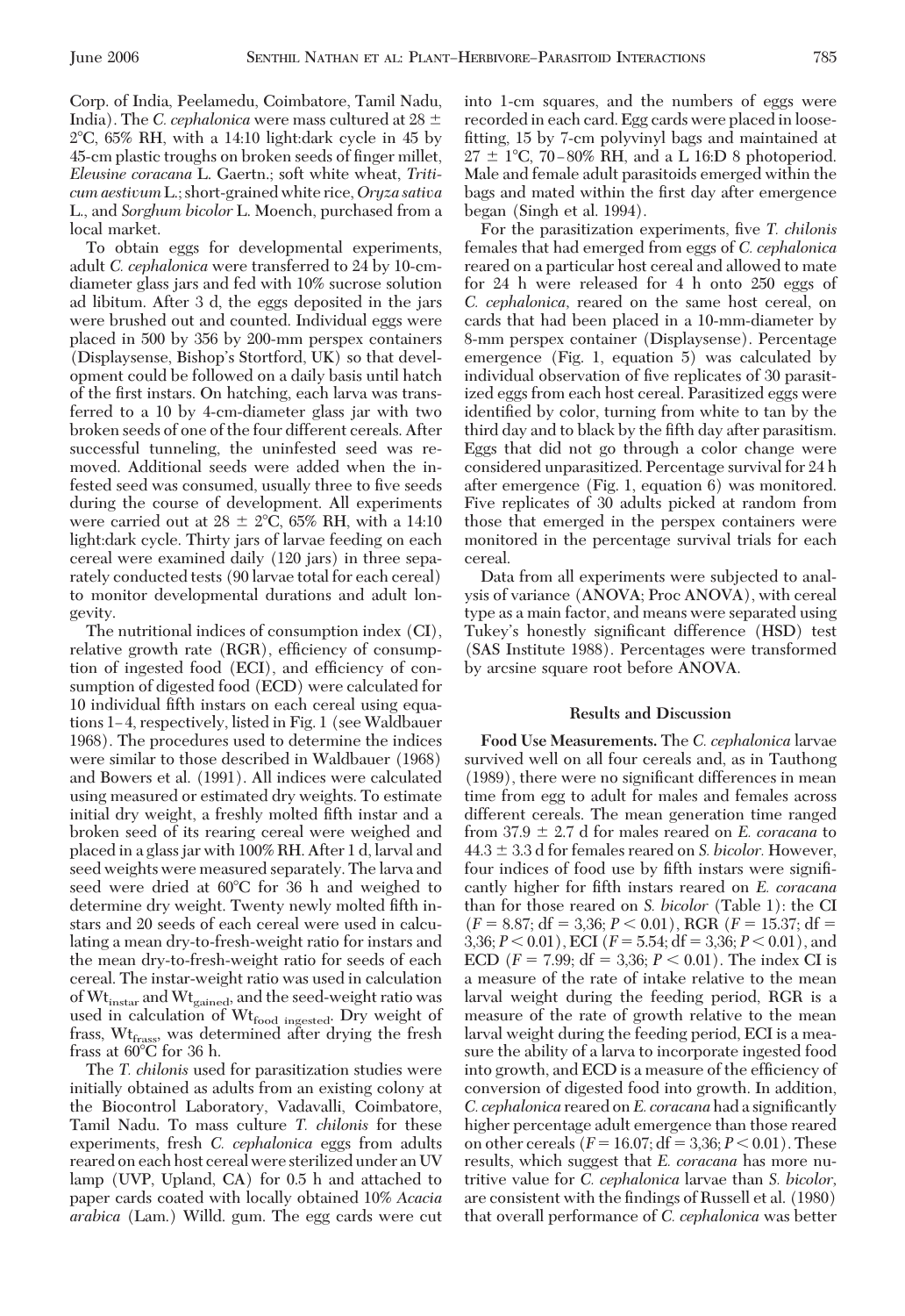Corp. of India, Peelamedu, Coimbatore, Tamil Nadu, India). The *C. cephalonica* were mass cultured at 28 ± 2°C, 65% RH, with a 14:10 light:dark cycle in 45 by 45-cm plastic troughs on broken seeds of finger millet, *Eleusine coracana* L. Gaertn.; soft white wheat, *Triticum aestivum* L.; short-grained white rice, *Oryza sativa* L., and *Sorghum bicolor* L. Moench, purchased from a local market.

To obtain eggs for developmental experiments, adult *C. cephalonica* were transferred to 24 by 10-cm-diameter glass jars and fed with 10% sucrose solution ad libitum. After 3 d, the eggs deposited in the jars were brushed out and counted. Individual eggs were placed in 500 by 356 by 200-mm perspex containers (Displaysense, Bishop's Stortford, UK) so that development could be followed on a daily basis until hatch of the first instars. On hatching, each larva was transferred to a 10 by 4-cm-diameter glass jar with two broken seeds of one of the four different cereals. After successful tunneling, the uninfested seed was removed. Additional seeds were added when the infested seed was consumed, usually three to five seeds during the course of development. All experiments were carried out at 28 ± 2°C, 65% RH, with a 14:10 light:dark cycle. Thirty jars of larvae feeding on each cereal were examined daily (120 jars) in three separately conducted tests (90 larvae total for each cereal) to monitor developmental durations and adult longevity.

The nutritional indices of consumption index (CI), relative growth rate (RGR), efficiency of consumption of ingested food (ECI), and efficiency of consumption of digested food (ECD) were calculated for 10 individual fifth instars on each cereal using equations 1–4, respectively, listed in Fig. 1 (see Waldbauer 1968). The procedures used to determine the indices were similar to those described in Waldbauer (1968) and Bowers et al. (1991). All indices were calculated using measured or estimated dry weights. To estimate initial dry weight, a freshly molted fifth instar and a broken seed of its rearing cereal were weighed and placed in a glass jar with 100% RH. After 1 d, larval and seed weights were measured separately. The larva and seed were dried at 60°C for 36 h and weighed to determine dry weight. Twenty newly molted fifth instars and 20 seeds of each cereal were used in calculating a mean dry-to-fresh-weight ratio for instars and the mean dry-to-fresh-weight ratio for seeds of each cereal. The instar-weight ratio was used in calculation of $Wt_{instar}$ and $Wt_{gained}$, and the seed-weight ratio was used in calculation of $Wt_{food\ ingested}$. Dry weight of frass, $Wt_{frass}$, was determined after drying the fresh frass at 60°C for 36 h.

The *T. chilonis* used for parasitization studies were initially obtained as adults from an existing colony at the Biocontrol Laboratory, Vadavalli, Coimbatore, Tamil Nadu. To mass culture *T. chilonis* for these experiments, fresh *C. cephalonica* eggs from adults reared on each host cereal were sterilized under an UV lamp (UVP, Upland, CA) for 0.5 h and attached to paper cards coated with locally obtained 10% *Acacia arabica* (Lam.) Willd. gum. The egg cards were cut into 1-cm squares, and the numbers of eggs were recorded in each card. Egg cards were placed in loose-fitting, 15 by 7-cm polyvinyl bags and maintained at 27 ± 1°C, 70–80% RH, and a L 16:D 8 photoperiod. Male and female adult parasitoids emerged within the bags and mated within the first day after emergence began (Singh et al. 1994).

For the parasitization experiments, five *T. chilonis* females that had emerged from eggs of *C. cephalonica* reared on a particular host cereal and allowed to mate for 24 h were released for 4 h onto 250 eggs of *C. cephalonica*, reared on the same host cereal, on cards that had been placed in a 10-mm-diameter by 8-mm perspex container (Displaysense). Percentage emergence (Fig. 1, equation 5) was calculated by individual observation of five replicates of 30 parasitized eggs from each host cereal. Parasitized eggs were identified by color, turning from white to tan by the third day and to black by the fifth day after parasitism. Eggs that did not go through a color change were considered unparasitized. Percentage survival for 24 h after emergence (Fig. 1, equation 6) was monitored. Five replicates of 30 adults picked at random from those that emerged in the perspex containers were monitored in the percentage survival trials for each cereal.

Data from all experiments were subjected to analysis of variance (ANOVA; Proc ANOVA), with cereal type as a main factor, and means were separated using Tukey's honestly significant difference (HSD) test (SAS Institute 1988). Percentages were transformed by arcsine square root before ANOVA.

## Results and Discussion

**Food Use Measurements.** The *C. cephalonica* larvae survived well on all four cereals and, as in Tauthong (1989), there were no significant differences in mean time from egg to adult for males and females across different cereals. The mean generation time ranged from 37.9 ± 2.7 d for males reared on *E. coracana* to 44.3 ± 3.3 d for females reared on *S. bicolor*. However, four indices of food use by fifth instars were significantly higher for fifth instars reared on *E. coracana* than for those reared on *S. bicolor* (Table 1): the CI ($F = 8.87$; df = 3,36; $P < 0.01$), RGR ($F = 15.37$; df = 3,36; $P < 0.01$), ECI ($F = 5.54$; df = 3,36; $P < 0.01$), and ECD ($F = 7.99$; df = 3,36; $P < 0.01$). The index CI is a measure of the rate of intake relative to the mean larval weight during the feeding period, RGR is a measure of the rate of growth relative to the mean larval weight during the feeding period, ECI is a measure the ability of a larva to incorporate ingested food into growth, and ECD is a measure of the efficiency of conversion of digested food into growth. In addition, *C. cephalonica* reared on *E. coracana* had a significantly higher percentage adult emergence than those reared on other cereals ($F = 16.07$; df = 3,36; $P < 0.01$). These results, which suggest that *E. coracana* has more nutritive value for *C. cephalonica* larvae than *S. bicolor*, are consistent with the findings of Russell et al. (1980) that overall performance of *C. cephalonica* was better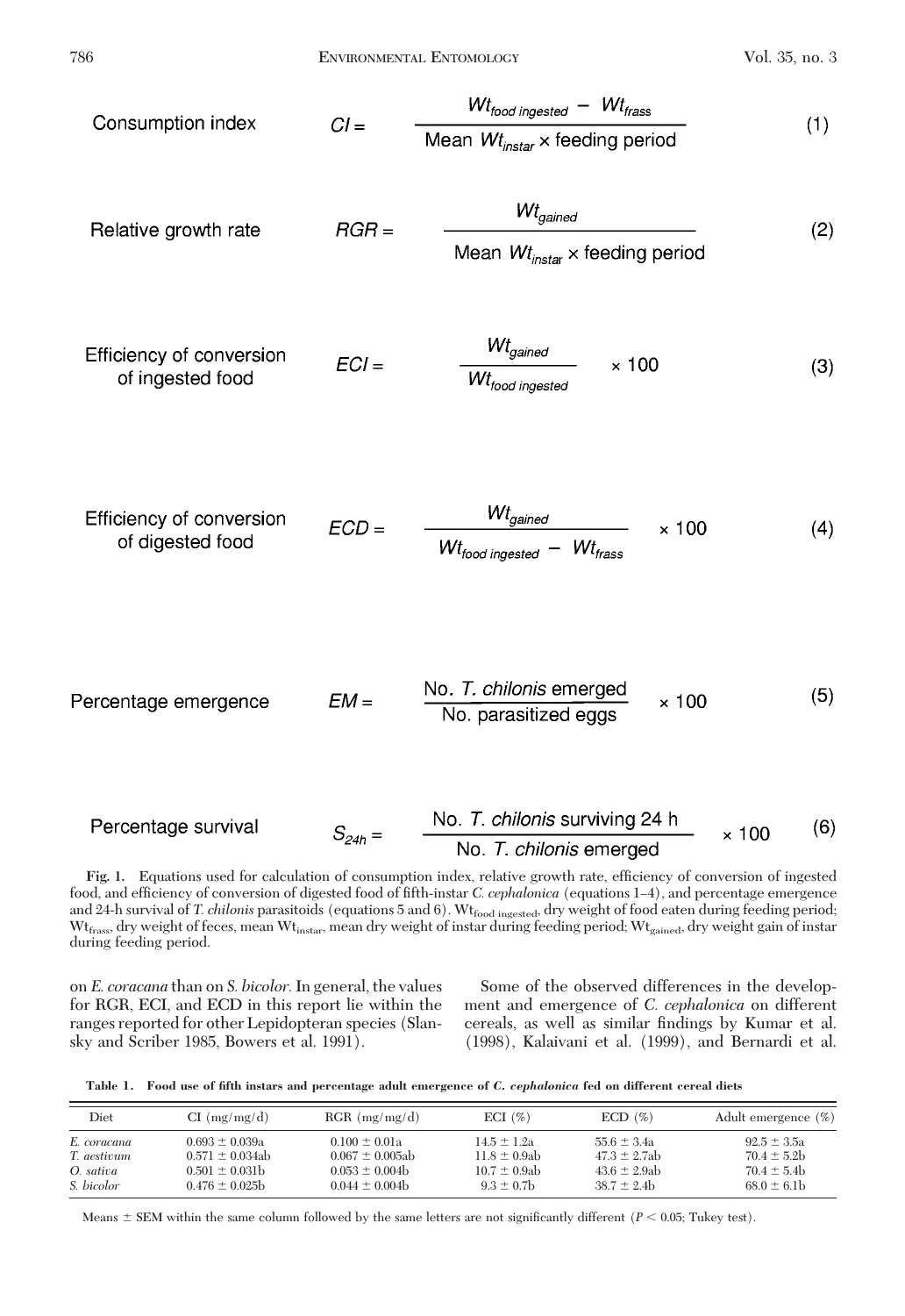$$\text{Consumption index} \quad CI = \frac{Wt_{food\ ingested} - Wt_{frass}}{\text{Mean } Wt_{instar} \times \text{feeding period}} \tag{1}$$

$$\text{Relative growth rate} \quad RGR = \frac{Wt_{gained}}{\text{Mean } Wt_{instar} \times \text{feeding period}} \tag{2}$$

$$\text{Efficiency of conversion of ingested food} \quad ECI = \frac{Wt_{gained}}{Wt_{food\ ingested}} \times 100 \tag{3}$$

$$\text{Efficiency of conversion of digested food} \quad ECD = \frac{Wt_{gained}}{Wt_{food\ ingested} - Wt_{frass}} \times 100 \tag{4}$$

$$\text{Percentage emergence} \quad EM = \frac{\text{No. } T.\ chilonis \text{ emerged}}{\text{No. parasitized eggs}} \times 100 \tag{5}$$

$$\text{Percentage survival} \quad S_{24h} = \frac{\text{No. } T.\ chilonis \text{ surviving 24 h}}{\text{No. } T.\ chilonis \text{ emerged}} \times 100 \tag{6}$$

**Fig. 1.** Equations used for calculation of consumption index, relative growth rate, efficiency of conversion of ingested food, and efficiency of conversion of digested food of fifth-instar *C. cephalonica* (equations 1–4), and percentage emergence and 24-h survival of *T. chilonis* parasitoids (equations 5 and 6). $Wt_{food\ ingested}$, dry weight of food eaten during feeding period; $Wt_{frass}$, dry weight of feces, mean $Wt_{instar}$, mean dry weight of instar during feeding period; $Wt_{gained}$, dry weight gain of instar during feeding period.

on *E. coracana* than on *S. bicolor*. In general, the values for RGR, ECI, and ECD in this report lie within the ranges reported for other Lepidopteran species (Slansky and Scriber 1985, Bowers et al. 1991).

Some of the observed differences in the development and emergence of *C. cephalonica* on different cereals, as well as similar findings by Kumar et al. (1998), Kalaivani et al. (1999), and Bernardi et al.

**Table 1. Food use of fifth instars and percentage adult emergence of *C. cephalonica* fed on different cereal diets**

| Diet | CI (mg/mg/d) | RGR (mg/mg/d) | ECI (%) | ECD (%) | Adult emergence (%) |
|---|---|---|---|---|---|
| *E. coracana* | 0.693 ± 0.039a | 0.100 ± 0.01a | 14.5 ± 1.2a | 55.6 ± 3.4a | 92.5 ± 3.5a |
| *T. aestivum* | 0.571 ± 0.034ab | 0.067 ± 0.005ab | 11.8 ± 0.9ab | 47.3 ± 2.7ab | 70.4 ± 5.2b |
| *O. sativa* | 0.501 ± 0.031b | 0.053 ± 0.004b | 10.7 ± 0.9ab | 43.6 ± 2.9ab | 70.4 ± 5.4b |
| *S. bicolor* | 0.476 ± 0.025b | 0.044 ± 0.004b | 9.3 ± 0.7b | 38.7 ± 2.4b | 68.0 ± 6.1b |

Means ± SEM within the same column followed by the same letters are not significantly different ($P < 0.05$; Tukey test).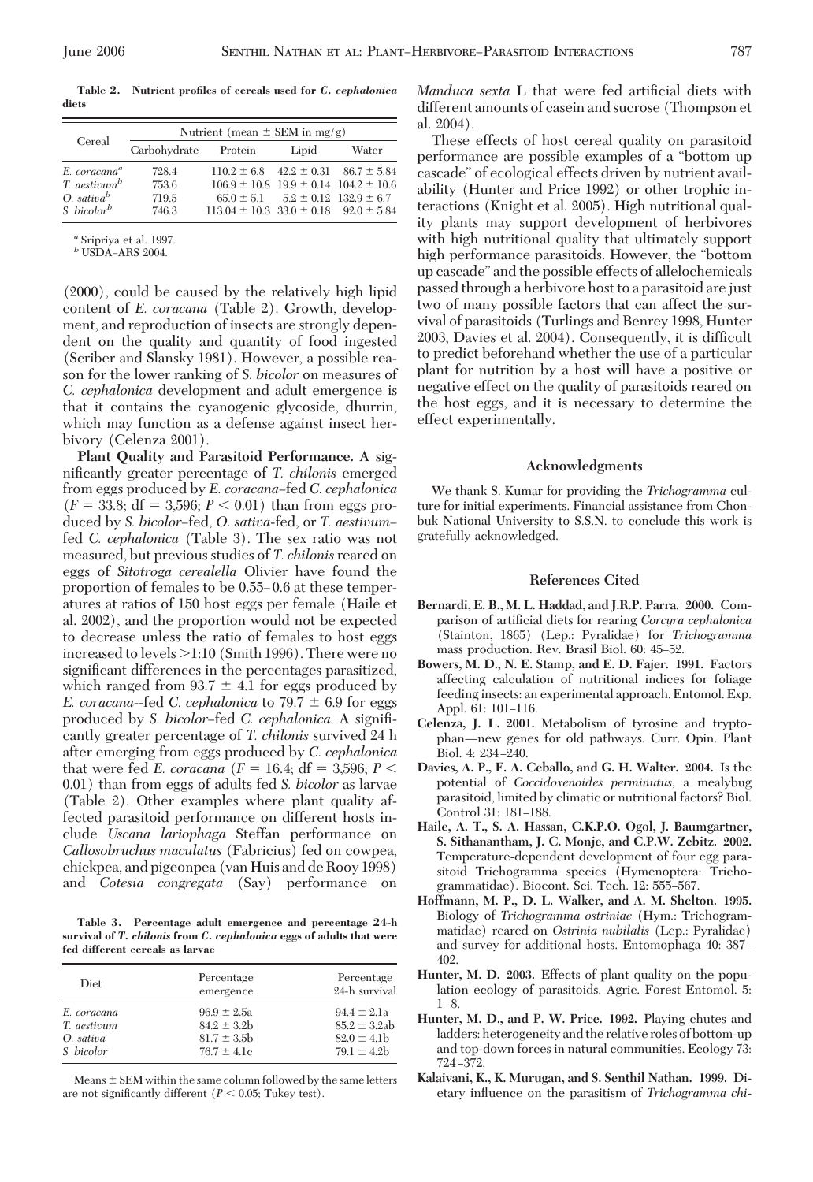**Table 2. Nutrient profiles of cereals used for *C. cephalonica* diets**

| Cereal | Nutrient (mean ± SEM in mg/g) | | | |
|---|---|---|---|---|
| | Carbohydrate | Protein | Lipid | Water |
| *E. coracana*[a] | 728.4 | 110.2 ± 6.8 | 42.2 ± 0.31 | 86.7 ± 5.84 |
| *T. aestivum*[b] | 753.6 | 106.9 ± 10.8 | 19.9 ± 0.14 | 104.2 ± 10.6 |
| *O. sativa*[b] | 719.5 | 65.0 ± 5.1 | 5.2 ± 0.12 | 132.9 ± 6.7 |
| *S. bicolor*[b] | 746.3 | 113.04 ± 10.3 | 33.0 ± 0.18 | 92.0 ± 5.84 |

[a] Sripriya et al. 1997.
[b] USDA–ARS 2004.

(2000), could be caused by the relatively high lipid content of *E. coracana* (Table 2). Growth, development, and reproduction of insects are strongly dependent on the quality and quantity of food ingested (Scriber and Slansky 1981). However, a possible reason for the lower ranking of *S. bicolor* on measures of *C. cephalonica* development and adult emergence is that it contains the cyanogenic glycoside, dhurrin, which may function as a defense against insect herbivory (Celenza 2001).

**Plant Quality and Parasitoid Performance.** A significantly greater percentage of *T. chilonis* emerged from eggs produced by *E. coracana*–fed *C. cephalonica* ($F = 33.8$; df = 3,596; $P < 0.01$) than from eggs produced by *S. bicolor*–fed, *O. sativa*-fed, or *T. aestivum*–fed *C. cephalonica* (Table 3). The sex ratio was not measured, but previous studies of *T. chilonis* reared on eggs of *Sitotroga cerealella* Olivier have found the proportion of females to be 0.55–0.6 at these temperatures at ratios of 150 host eggs per female (Haile et al. 2002), and the proportion would not be expected to decrease unless the ratio of females to host eggs increased to levels >1:10 (Smith 1996). There were no significant differences in the percentages parasitized, which ranged from 93.7 ± 4.1 for eggs produced by *E. coracana*--fed *C. cephalonica* to 79.7 ± 6.9 for eggs produced by *S. bicolor*–fed *C. cephalonica.* A significantly greater percentage of *T. chilonis* survived 24 h after emerging from eggs produced by *C. cephalonica* that were fed *E. coracana* ($F = 16.4$; df = 3,596; $P < 0.01$) than from eggs of adults fed *S. bicolor* as larvae (Table 2). Other examples where plant quality affected parasitoid performance on different hosts include *Uscana lariophaga* Steffan performance on *Callosobruchus maculatus* (Fabricius) fed on cowpea, chickpea, and pigeonpea (van Huis and de Rooy 1998) and *Cotesia congregata* (Say) performance on *Manduca sexta* L that were fed artificial diets with different amounts of casein and sucrose (Thompson et al. 2004).

**Table 3. Percentage adult emergence and percentage 24-h survival of *T. chilonis* from *C. cephalonica* eggs of adults that were fed different cereals as larvae**

| Diet | Percentage emergence | Percentage 24-h survival |
|---|---|---|
| *E. coracana* | 96.9 ± 2.5a | 94.4 ± 2.1a |
| *T. aestivum* | 84.2 ± 3.2b | 85.2 ± 3.2ab |
| *O. sativa* | 81.7 ± 3.5b | 82.0 ± 4.1b |
| *S. bicolor* | 76.7 ± 4.1c | 79.1 ± 4.2b |

Means ± SEM within the same column followed by the same letters are not significantly different ($P < 0.05$; Tukey test).

These effects of host cereal quality on parasitoid performance are possible examples of a "bottom up cascade" of ecological effects driven by nutrient availability (Hunter and Price 1992) or other trophic interactions (Knight et al. 2005). High nutritional quality plants may support development of herbivores with high nutritional quality that ultimately support high performance parasitoids. However, the "bottom up cascade" and the possible effects of allelochemicals passed through a herbivore host to a parasitoid are just two of many possible factors that can affect the survival of parasitoids (Turlings and Benrey 1998, Hunter 2003, Davies et al. 2004). Consequently, it is difficult to predict beforehand whether the use of a particular plant for nutrition by a host will have a positive or negative effect on the quality of parasitoids reared on the host eggs, and it is necessary to determine the effect experimentally.

## Acknowledgments

We thank S. Kumar for providing the *Trichogramma* culture for initial experiments. Financial assistance from Chonbuk National University to S.S.N. to conclude this work is gratefully acknowledged.

## References Cited

**Bernardi, E. B., M. L. Haddad, and J.R.P. Parra. 2000.** Comparison of artificial diets for rearing *Corcyra cephalonica* (Stainton, 1865) (Lep.: Pyralidae) for *Trichogramma* mass production. Rev. Brasil Biol. 60: 45–52.

**Bowers, M. D., N. E. Stamp, and E. D. Fajer. 1991.** Factors affecting calculation of nutritional indices for foliage feeding insects: an experimental approach. Entomol. Exp. Appl. 61: 101–116.

**Celenza, J. L. 2001.** Metabolism of tyrosine and tryptophan—new genes for old pathways. Curr. Opin. Plant Biol. 4: 234–240.

**Davies, A. P., F. A. Ceballo, and G. H. Walter. 2004.** Is the potential of *Coccidoxenoides perminutus*, a mealybug parasitoid, limited by climatic or nutritional factors? Biol. Control 31: 181–188.

**Haile, A. T., S. A. Hassan, C.K.P.O. Ogol, J. Baumgartner, S. Sithanantham, J. C. Monje, and C.P.W. Zebitz. 2002.** Temperature-dependent development of four egg parasitoid Trichogramma species (Hymenoptera: Trichogrammatidae). Biocont. Sci. Tech. 12: 555–567.

**Hoffmann, M. P., D. L. Walker, and A. M. Shelton. 1995.** Biology of *Trichogramma ostriniae* (Hym.: Trichogrammatidae) reared on *Ostrinia nubilalis* (Lep.: Pyralidae) and survey for additional hosts. Entomophaga 40: 387–402.

**Hunter, M. D. 2003.** Effects of plant quality on the population ecology of parasitoids. Agric. Forest Entomol. 5: 1–8.

**Hunter, M. D., and P. W. Price. 1992.** Playing chutes and ladders: heterogeneity and the relative roles of bottom-up and top-down forces in natural communities. Ecology 73: 724–372.

**Kalaivani, K., K. Murugan, and S. Senthil Nathan. 1999.** Dietary influence on the parasitism of *Trichogramma chi-*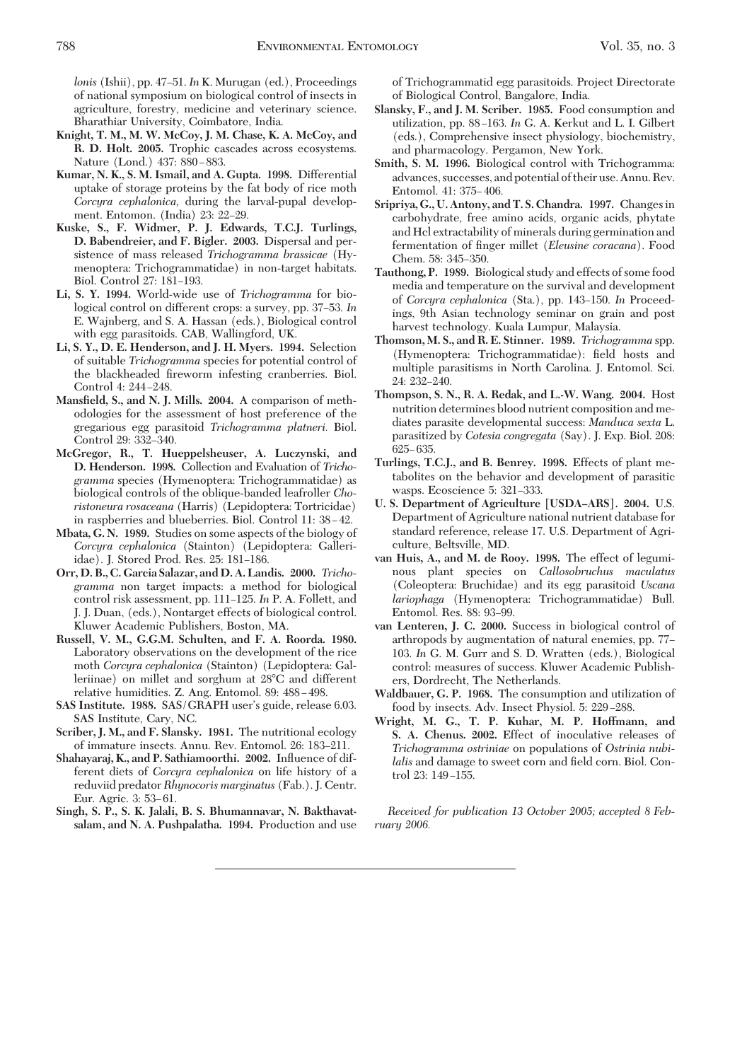*lonis* (Ishii), pp. 47–51. *In* K. Murugan (ed.), Proceedings of national symposium on biological control of insects in agriculture, forestry, medicine and veterinary science. Bharathiar University, Coimbatore, India.

**Knight, T. M., M. W. McCoy, J. M. Chase, K. A. McCoy, and R. D. Holt. 2005.** Trophic cascades across ecosystems. Nature (Lond.) 437: 880–883.

**Kumar, N. K., S. M. Ismail, and A. Gupta. 1998.** Differential uptake of storage proteins by the fat body of rice moth *Corcyra cephalonica*, during the larval-pupal development. Entomon. (India) 23: 22–29.

**Kuske, S., F. Widmer, P. J. Edwards, T.C.J. Turlings, D. Babendreier, and F. Bigler. 2003.** Dispersal and persistence of mass released *Trichogramma brassicae* (Hymenoptera: Trichogrammatidae) in non-target habitats. Biol. Control 27: 181–193.

**Li, S. Y. 1994.** World-wide use of *Trichogramma* for biological control on different crops: a survey, pp. 37–53. *In* E. Wajnberg, and S. A. Hassan (eds.), Biological control with egg parasitoids. CAB, Wallingford, UK.

**Li, S. Y., D. E. Henderson, and J. H. Myers. 1994.** Selection of suitable *Trichogramma* species for potential control of the blackheaded fireworm infesting cranberries. Biol. Control 4: 244–248.

**Mansfield, S., and N. J. Mills. 2004.** A comparison of methodologies for the assessment of host preference of the gregarious egg parasitoid *Trichogramma platneri*. Biol. Control 29: 332–340.

**McGregor, R., T. Hueppelsheuser, A. Luczynski, and D. Henderson. 1998.** Collection and Evaluation of *Trichogramma* species (Hymenoptera: Trichogrammatidae) as biological controls of the oblique-banded leafroller *Choristoneura rosaceana* (Harris) (Lepidoptera: Tortricidae) in raspberries and blueberries. Biol. Control 11: 38–42.

**Mbata, G. N. 1989.** Studies on some aspects of the biology of *Corcyra cephalonica* (Stainton) (Lepidoptera: Galleriidae). J. Stored Prod. Res. 25: 181–186.

**Orr, D. B., C. Garcia Salazar, and D. A. Landis. 2000.** *Trichogramma* non target impacts: a method for biological control risk assessment, pp. 111–125. *In* P. A. Follett, and J. J. Duan, (eds.), Nontarget effects of biological control. Kluwer Academic Publishers, Boston, MA.

**Russell, V. M., G.G.M. Schulten, and F. A. Roorda. 1980.** Laboratory observations on the development of the rice moth *Corcyra cephalonica* (Stainton) (Lepidoptera: Galleriinae) on millet and sorghum at 28°C and different relative humidities. Z. Ang. Entomol. 89: 488–498.

**SAS Institute. 1988.** SAS/GRAPH user's guide, release 6.03. SAS Institute, Cary, NC.

**Scriber, J. M., and F. Slansky. 1981.** The nutritional ecology of immature insects. Annu. Rev. Entomol. 26: 183–211.

**Shahayaraj, K., and P. Sathiamoorthi. 2002.** Influence of different diets of *Corcyra cephalonica* on life history of a reduviid predator *Rhynocoris marginatus* (Fab.). J. Centr. Eur. Agric. 3: 53–61.

**Singh, S. P., S. K. Jalali, B. S. Bhumannavar, N. Bakthavatsalam, and N. A. Pushpalatha. 1994.** Production and use of Trichogrammatid egg parasitoids. Project Directorate of Biological Control, Bangalore, India.

**Slansky, F., and J. M. Scriber. 1985.** Food consumption and utilization, pp. 88–163. *In* G. A. Kerkut and L. I. Gilbert (eds.), Comprehensive insect physiology, biochemistry, and pharmacology. Pergamon, New York.

**Smith, S. M. 1996.** Biological control with Trichogramma: advances, successes, and potential of their use. Annu. Rev. Entomol. 41: 375–406.

**Sripriya, G., U. Antony, and T. S. Chandra. 1997.** Changes in carbohydrate, free amino acids, organic acids, phytate and Hcl extractability of minerals during germination and fermentation of finger millet (*Eleusine coracana*). Food Chem. 58: 345–350.

**Tauthong, P. 1989.** Biological study and effects of some food media and temperature on the survival and development of *Corcyra cephalonica* (Sta.), pp. 143–150. *In* Proceedings, 9th Asian technology seminar on grain and post harvest technology. Kuala Lumpur, Malaysia.

**Thomson, M. S., and R. E. Stinner. 1989.** *Trichogramma* spp. (Hymenoptera: Trichogrammatidae): field hosts and multiple parasitisms in North Carolina. J. Entomol. Sci. 24: 232–240.

**Thompson, S. N., R. A. Redak, and L.-W. Wang. 2004.** Host nutrition determines blood nutrient composition and mediates parasite developmental success: *Manduca sexta* L. parasitized by *Cotesia congregata* (Say). J. Exp. Biol. 208: 625–635.

**Turlings, T.C.J., and B. Benrey. 1998.** Effects of plant metabolites on the behavior and development of parasitic wasps. Ecoscience 5: 321–333.

**U. S. Department of Agriculture [USDA–ARS]. 2004.** U.S. Department of Agriculture national nutrient database for standard reference, release 17. U.S. Department of Agriculture, Beltsville, MD.

**van Huis, A., and M. de Rooy. 1998.** The effect of leguminous plant species on *Callosobruchus maculatus* (Coleoptera: Bruchidae) and its egg parasitoid *Uscana lariophaga* (Hymenoptera: Trichogrammatidae) Bull. Entomol. Res. 88: 93–99.

**van Lenteren, J. C. 2000.** Success in biological control of arthropods by augmentation of natural enemies, pp. 77–103. *In* G. M. Gurr and S. D. Wratten (eds.), Biological control: measures of success. Kluwer Academic Publishers, Dordrecht, The Netherlands.

**Waldbauer, G. P. 1968.** The consumption and utilization of food by insects. Adv. Insect Physiol. 5: 229–288.

**Wright, M. G., T. P. Kuhar, M. P. Hoffmann, and S. A. Chenus. 2002.** Effect of inoculative releases of *Trichogramma ostriniae* on populations of *Ostrinia nubilalis* and damage to sweet corn and field corn. Biol. Control 23: 149–155.

*Received for publication 13 October 2005; accepted 8 February 2006.*